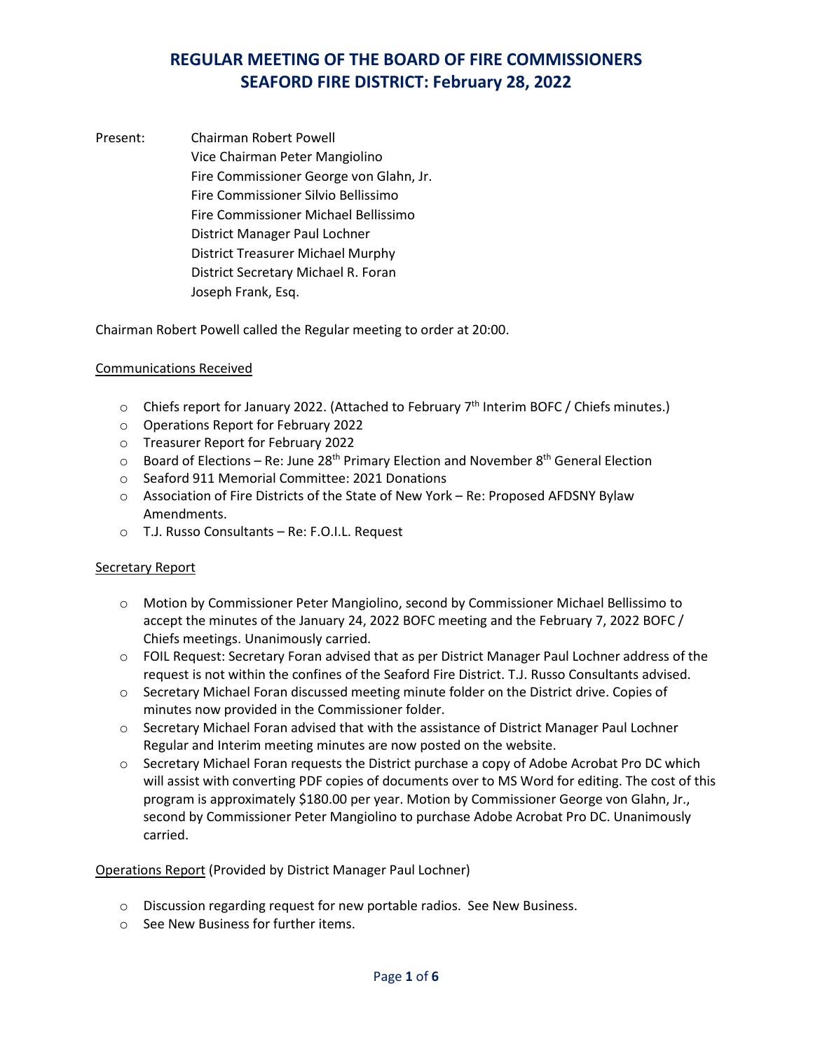# REGULAR MEETING OF THE BOARD OF FIRE COMMISSIONERS
# SEAFORD FIRE DISTRICT: February 28, 2022

Present: Chairman Robert Powell
Vice Chairman Peter Mangiolino
Fire Commissioner George von Glahn, Jr.
Fire Commissioner Silvio Bellissimo
Fire Commissioner Michael Bellissimo
District Manager Paul Lochner
District Treasurer Michael Murphy
District Secretary Michael R. Foran
Joseph Frank, Esq.

Chairman Robert Powell called the Regular meeting to order at 20:00.

## Communications Received

- Chiefs report for January 2022. (Attached to February 7th Interim BOFC / Chiefs minutes.)
- Operations Report for February 2022
- Treasurer Report for February 2022
- Board of Elections – Re: June 28th Primary Election and November 8th General Election
- Seaford 911 Memorial Committee: 2021 Donations
- Association of Fire Districts of the State of New York – Re: Proposed AFDSNY Bylaw Amendments.
- T.J. Russo Consultants – Re: F.O.I.L. Request

## Secretary Report

- Motion by Commissioner Peter Mangiolino, second by Commissioner Michael Bellissimo to accept the minutes of the January 24, 2022 BOFC meeting and the February 7, 2022 BOFC / Chiefs meetings. Unanimously carried.
- FOIL Request: Secretary Foran advised that as per District Manager Paul Lochner address of the request is not within the confines of the Seaford Fire District. T.J. Russo Consultants advised.
- Secretary Michael Foran discussed meeting minute folder on the District drive. Copies of minutes now provided in the Commissioner folder.
- Secretary Michael Foran advised that with the assistance of District Manager Paul Lochner Regular and Interim meeting minutes are now posted on the website.
- Secretary Michael Foran requests the District purchase a copy of Adobe Acrobat Pro DC which will assist with converting PDF copies of documents over to MS Word for editing. The cost of this program is approximately $180.00 per year. Motion by Commissioner George von Glahn, Jr., second by Commissioner Peter Mangiolino to purchase Adobe Acrobat Pro DC. Unanimously carried.

## Operations Report (Provided by District Manager Paul Lochner)

- Discussion regarding request for new portable radios. See New Business.
- See New Business for further items.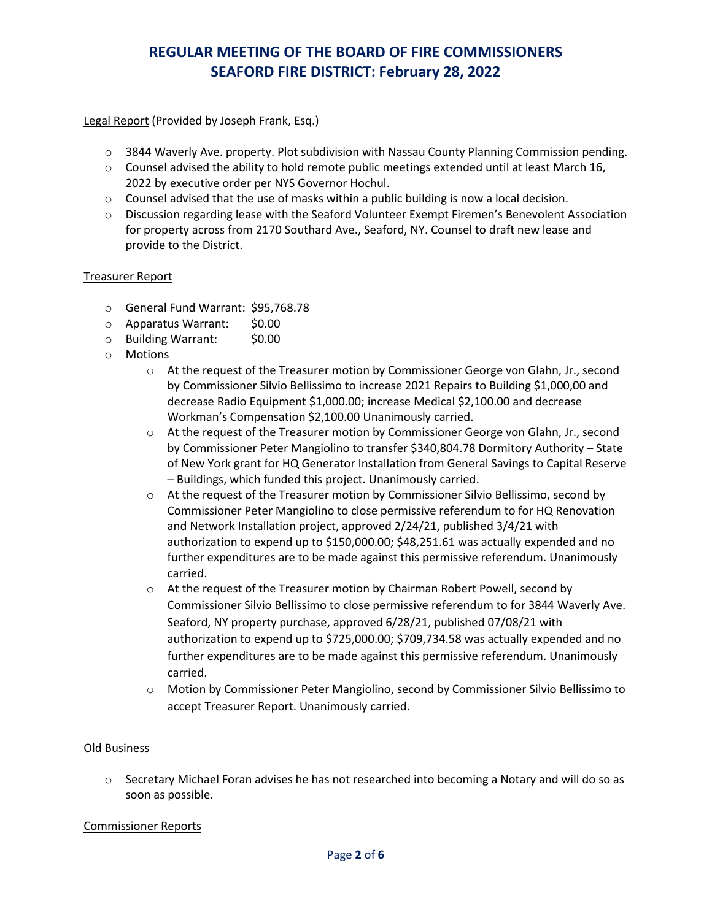# REGULAR MEETING OF THE BOARD OF FIRE COMMISSIONERS
# SEAFORD FIRE DISTRICT: February 28, 2022

Legal Report (Provided by Joseph Frank, Esq.)

- 3844 Waverly Ave. property. Plot subdivision with Nassau County Planning Commission pending.
- Counsel advised the ability to hold remote public meetings extended until at least March 16, 2022 by executive order per NYS Governor Hochul.
- Counsel advised that the use of masks within a public building is now a local decision.
- Discussion regarding lease with the Seaford Volunteer Exempt Firemen's Benevolent Association for property across from 2170 Southard Ave., Seaford, NY. Counsel to draft new lease and provide to the District.

Treasurer Report

- General Fund Warrant: $95,768.78
- Apparatus Warrant: $0.00
- Building Warrant: $0.00
- Motions
  - At the request of the Treasurer motion by Commissioner George von Glahn, Jr., second by Commissioner Silvio Bellissimo to increase 2021 Repairs to Building $1,000,00 and decrease Radio Equipment $1,000.00; increase Medical $2,100.00 and decrease Workman's Compensation $2,100.00 Unanimously carried.
  - At the request of the Treasurer motion by Commissioner George von Glahn, Jr., second by Commissioner Peter Mangiolino to transfer $340,804.78 Dormitory Authority – State of New York grant for HQ Generator Installation from General Savings to Capital Reserve – Buildings, which funded this project. Unanimously carried.
  - At the request of the Treasurer motion by Commissioner Silvio Bellissimo, second by Commissioner Peter Mangiolino to close permissive referendum to for HQ Renovation and Network Installation project, approved 2/24/21, published 3/4/21 with authorization to expend up to $150,000.00; $48,251.61 was actually expended and no further expenditures are to be made against this permissive referendum. Unanimously carried.
  - At the request of the Treasurer motion by Chairman Robert Powell, second by Commissioner Silvio Bellissimo to close permissive referendum to for 3844 Waverly Ave. Seaford, NY property purchase, approved 6/28/21, published 07/08/21 with authorization to expend up to $725,000.00; $709,734.58 was actually expended and no further expenditures are to be made against this permissive referendum. Unanimously carried.
  - Motion by Commissioner Peter Mangiolino, second by Commissioner Silvio Bellissimo to accept Treasurer Report. Unanimously carried.

Old Business

- Secretary Michael Foran advises he has not researched into becoming a Notary and will do so as soon as possible.

Commissioner Reports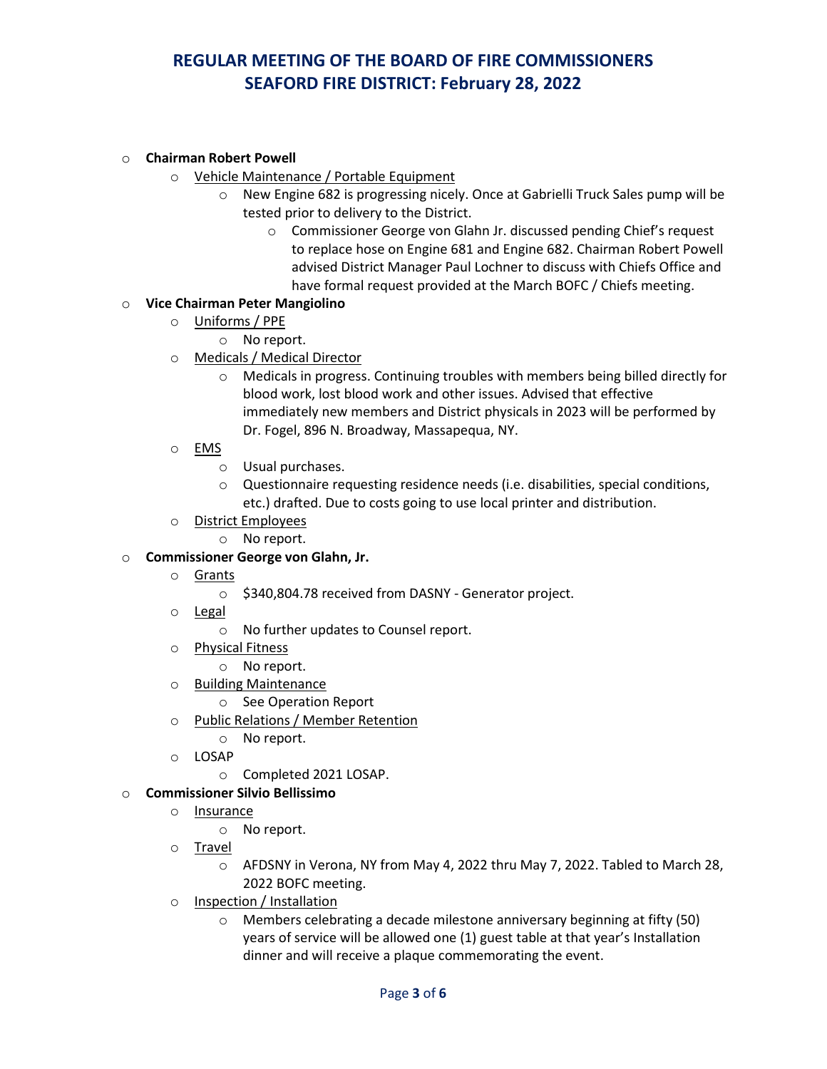# REGULAR MEETING OF THE BOARD OF FIRE COMMISSIONERS SEAFORD FIRE DISTRICT: February 28, 2022

- **Chairman Robert Powell**
  - <u>Vehicle Maintenance / Portable Equipment</u>
    - New Engine 682 is progressing nicely. Once at Gabrielli Truck Sales pump will be tested prior to delivery to the District.
      - Commissioner George von Glahn Jr. discussed pending Chief's request to replace hose on Engine 681 and Engine 682. Chairman Robert Powell advised District Manager Paul Lochner to discuss with Chiefs Office and have formal request provided at the March BOFC / Chiefs meeting.
- **Vice Chairman Peter Mangiolino**
  - <u>Uniforms / PPE</u>
    - No report.
  - <u>Medicals / Medical Director</u>
    - Medicals in progress. Continuing troubles with members being billed directly for blood work, lost blood work and other issues. Advised that effective immediately new members and District physicals in 2023 will be performed by Dr. Fogel, 896 N. Broadway, Massapequa, NY.
  - <u>EMS</u>
    - Usual purchases.
    - Questionnaire requesting residence needs (i.e. disabilities, special conditions, etc.) drafted. Due to costs going to use local printer and distribution.
  - <u>District Employees</u>
    - No report.
- **Commissioner George von Glahn, Jr.**
  - <u>Grants</u>
    - $340,804.78 received from DASNY - Generator project.
  - <u>Legal</u>
    - No further updates to Counsel report.
  - <u>Physical Fitness</u>
    - No report.
  - <u>Building Maintenance</u>
    - See Operation Report
  - <u>Public Relations / Member Retention</u>
    - No report.
  - LOSAP
    - Completed 2021 LOSAP.
- **Commissioner Silvio Bellissimo**
  - <u>Insurance</u>
    - No report.
  - <u>Travel</u>
    - AFDSNY in Verona, NY from May 4, 2022 thru May 7, 2022. Tabled to March 28, 2022 BOFC meeting.
  - <u>Inspection / Installation</u>
    - Members celebrating a decade milestone anniversary beginning at fifty (50) years of service will be allowed one (1) guest table at that year's Installation dinner and will receive a plaque commemorating the event.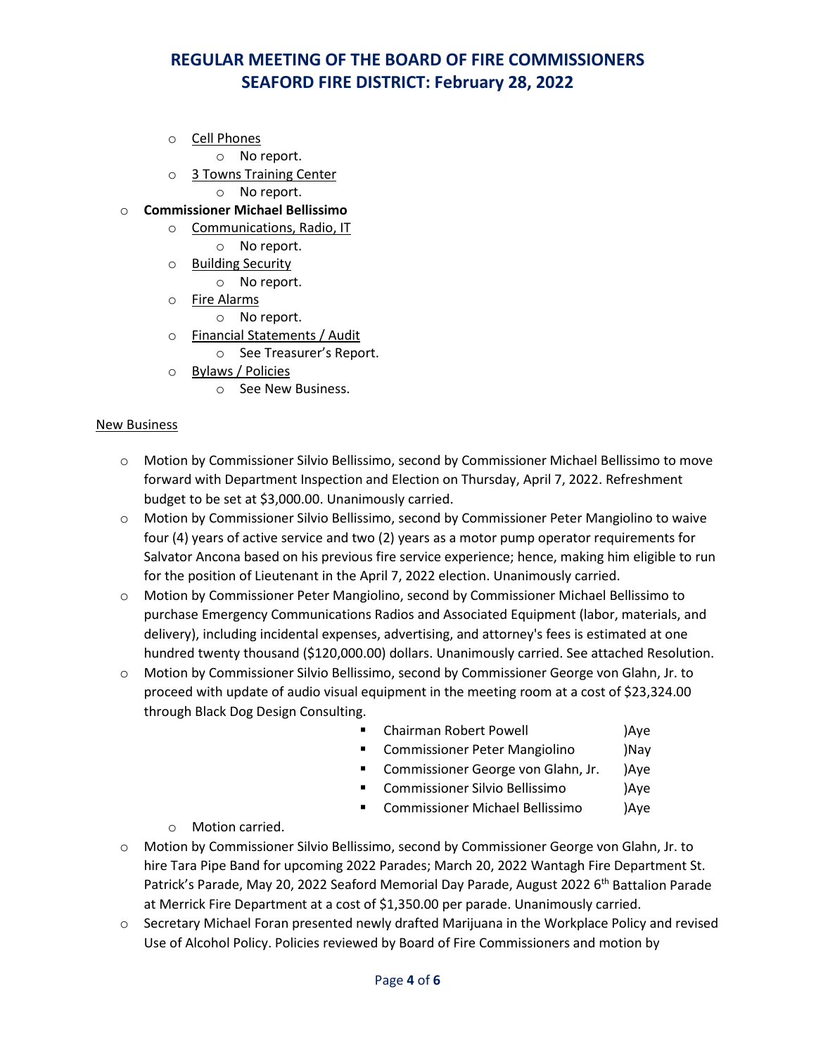- Cell Phones
  - No report.
- 3 Towns Training Center
  - No report.

- **Commissioner Michael Bellissimo**
  - Communications, Radio, IT
    - No report.
  - Building Security
    - No report.
  - Fire Alarms
    - No report.
  - Financial Statements / Audit
    - See Treasurer's Report.
  - Bylaws / Policies
    - See New Business.

New Business

- Motion by Commissioner Silvio Bellissimo, second by Commissioner Michael Bellissimo to move forward with Department Inspection and Election on Thursday, April 7, 2022. Refreshment budget to be set at $3,000.00. Unanimously carried.
- Motion by Commissioner Silvio Bellissimo, second by Commissioner Peter Mangiolino to waive four (4) years of active service and two (2) years as a motor pump operator requirements for Salvator Ancona based on his previous fire service experience; hence, making him eligible to run for the position of Lieutenant in the April 7, 2022 election. Unanimously carried.
- Motion by Commissioner Peter Mangiolino, second by Commissioner Michael Bellissimo to purchase Emergency Communications Radios and Associated Equipment (labor, materials, and delivery), including incidental expenses, advertising, and attorney's fees is estimated at one hundred twenty thousand ($120,000.00) dollars. Unanimously carried. See attached Resolution.
- Motion by Commissioner Silvio Bellissimo, second by Commissioner George von Glahn, Jr. to proceed with update of audio visual equipment in the meeting room at a cost of $23,324.00 through Black Dog Design Consulting.
  - Chairman Robert Powell )Aye
  - Commissioner Peter Mangiolino )Nay
  - Commissioner George von Glahn, Jr. )Aye
  - Commissioner Silvio Bellissimo )Aye
  - Commissioner Michael Bellissimo )Aye
  - Motion carried.
- Motion by Commissioner Silvio Bellissimo, second by Commissioner George von Glahn, Jr. to hire Tara Pipe Band for upcoming 2022 Parades; March 20, 2022 Wantagh Fire Department St. Patrick's Parade, May 20, 2022 Seaford Memorial Day Parade, August 2022 6th Battalion Parade at Merrick Fire Department at a cost of $1,350.00 per parade. Unanimously carried.
- Secretary Michael Foran presented newly drafted Marijuana in the Workplace Policy and revised Use of Alcohol Policy. Policies reviewed by Board of Fire Commissioners and motion by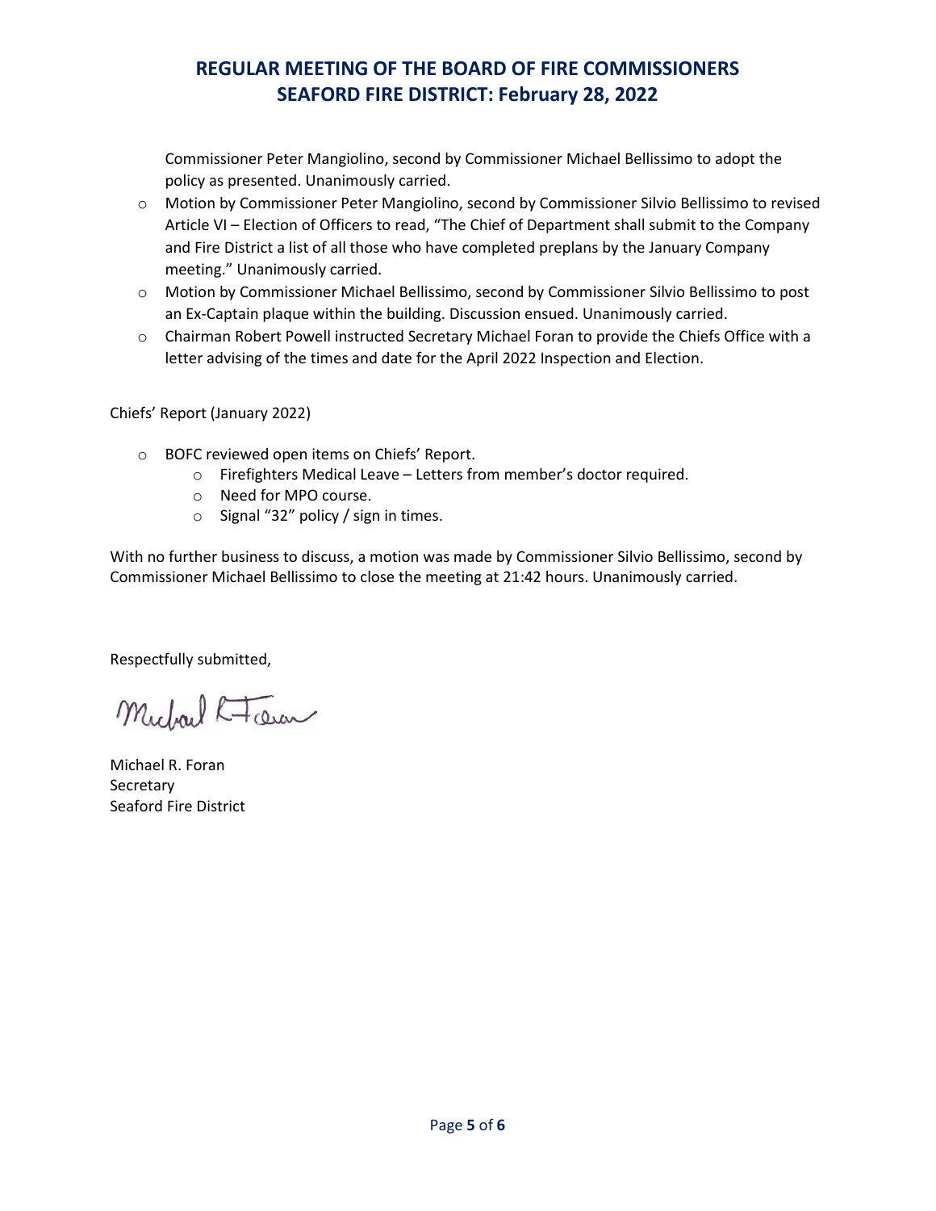Commissioner Peter Mangiolino, second by Commissioner Michael Bellissimo to adopt the policy as presented. Unanimously carried.

- Motion by Commissioner Peter Mangiolino, second by Commissioner Silvio Bellissimo to revised Article VI – Election of Officers to read, "The Chief of Department shall submit to the Company and Fire District a list of all those who have completed preplans by the January Company meeting." Unanimously carried.
- Motion by Commissioner Michael Bellissimo, second by Commissioner Silvio Bellissimo to post an Ex-Captain plaque within the building. Discussion ensued. Unanimously carried.
- Chairman Robert Powell instructed Secretary Michael Foran to provide the Chiefs Office with a letter advising of the times and date for the April 2022 Inspection and Election.

Chiefs' Report (January 2022)

- BOFC reviewed open items on Chiefs' Report.
  - Firefighters Medical Leave – Letters from member's doctor required.
  - Need for MPO course.
  - Signal "32" policy / sign in times.

With no further business to discuss, a motion was made by Commissioner Silvio Bellissimo, second by Commissioner Michael Bellissimo to close the meeting at 21:42 hours. Unanimously carried.

Respectfully submitted,

Michael R. Foran

Michael R. Foran
Secretary
Seaford Fire District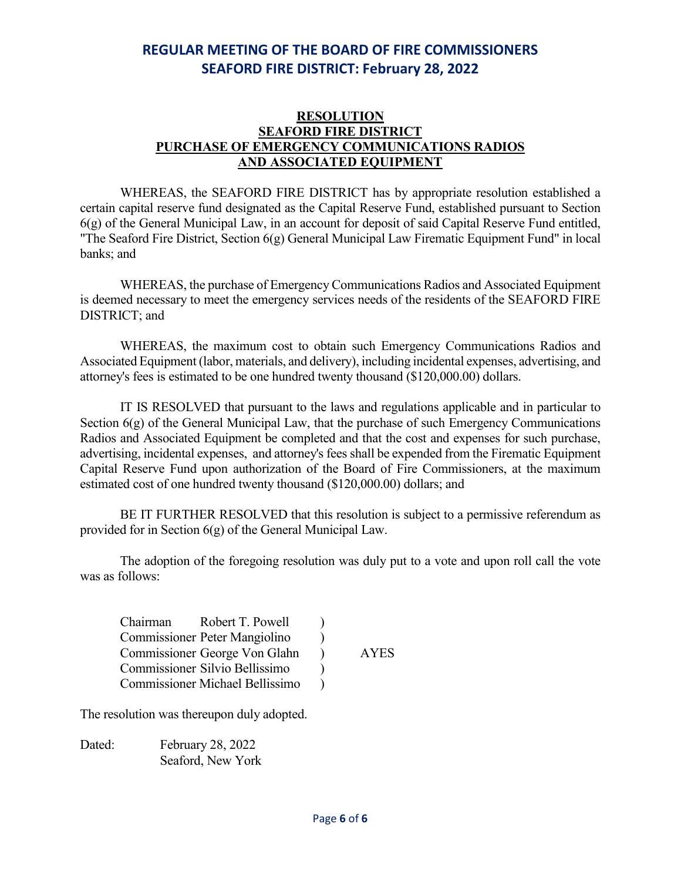# REGULAR MEETING OF THE BOARD OF FIRE COMMISSIONERS
# SEAFORD FIRE DISTRICT: February 28, 2022

## RESOLUTION
## SEAFORD FIRE DISTRICT
## PURCHASE OF EMERGENCY COMMUNICATIONS RADIOS AND ASSOCIATED EQUIPMENT

WHEREAS, the SEAFORD FIRE DISTRICT has by appropriate resolution established a certain capital reserve fund designated as the Capital Reserve Fund, established pursuant to Section 6(g) of the General Municipal Law, in an account for deposit of said Capital Reserve Fund entitled, "The Seaford Fire District, Section 6(g) General Municipal Law Firematic Equipment Fund" in local banks; and

WHEREAS, the purchase of Emergency Communications Radios and Associated Equipment is deemed necessary to meet the emergency services needs of the residents of the SEAFORD FIRE DISTRICT; and

WHEREAS, the maximum cost to obtain such Emergency Communications Radios and Associated Equipment (labor, materials, and delivery), including incidental expenses, advertising, and attorney's fees is estimated to be one hundred twenty thousand ($120,000.00) dollars.

IT IS RESOLVED that pursuant to the laws and regulations applicable and in particular to Section 6(g) of the General Municipal Law, that the purchase of such Emergency Communications Radios and Associated Equipment be completed and that the cost and expenses for such purchase, advertising, incidental expenses, and attorney's fees shall be expended from the Firematic Equipment Capital Reserve Fund upon authorization of the Board of Fire Commissioners, at the maximum estimated cost of one hundred twenty thousand ($120,000.00) dollars; and

BE IT FURTHER RESOLVED that this resolution is subject to a permissive referendum as provided for in Section 6(g) of the General Municipal Law.

The adoption of the foregoing resolution was duly put to a vote and upon roll call the vote was as follows:

| | | |
|---|---|---|
| Chairman Robert T. Powell | ) | |
| Commissioner Peter Mangiolino | ) | |
| Commissioner George Von Glahn | ) | AYES |
| Commissioner Silvio Bellissimo | ) | |
| Commissioner Michael Bellissimo | ) | |

The resolution was thereupon duly adopted.

Dated: February 28, 2022
Seaford, New York